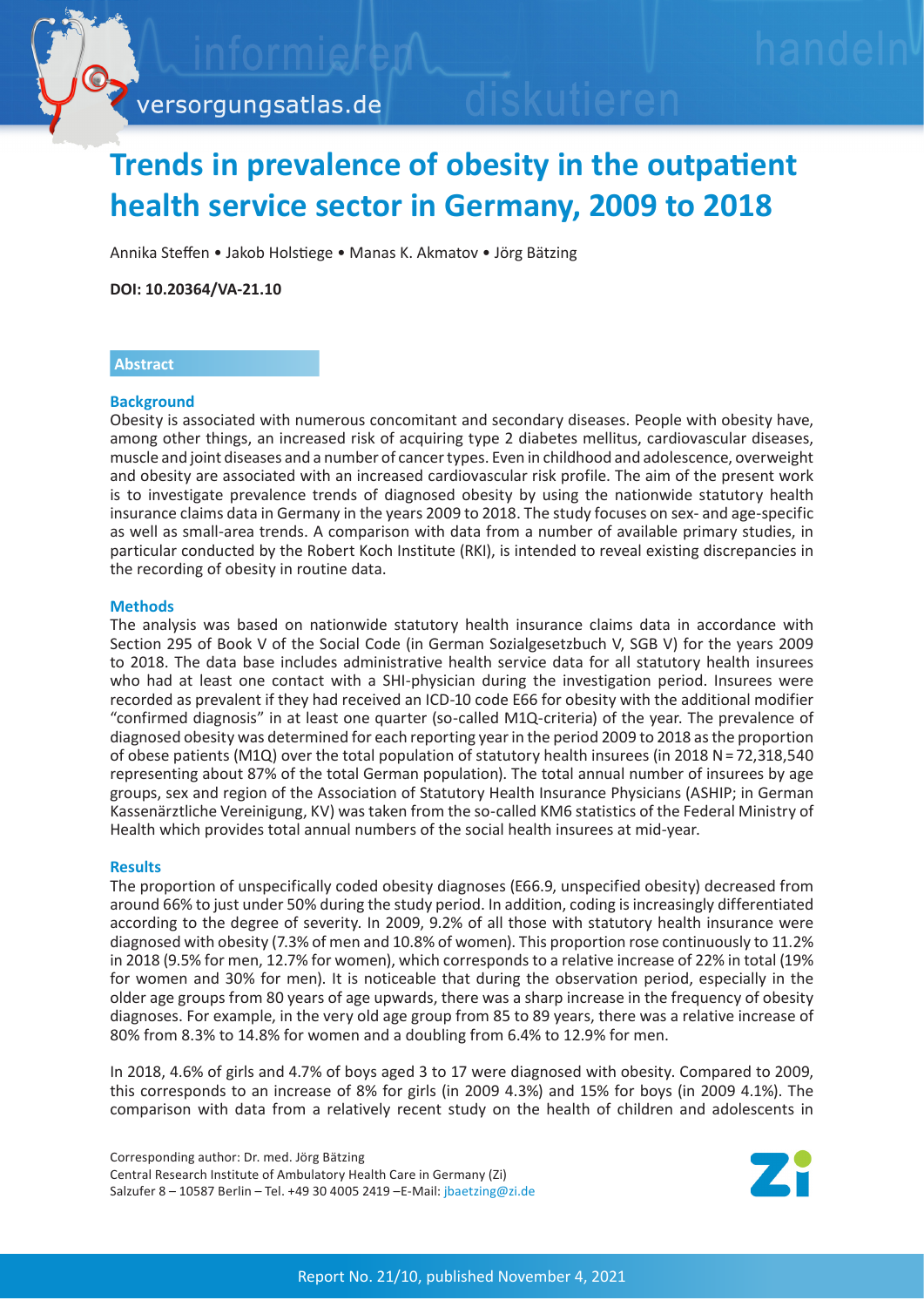# Trends in prevalence of obesity in the outpatient health service sector in Germany, 2009 to 2018

Annika Steffen • Jakob Holstiege • Manas K. Akmatov • Jörg Bätzing

**DOI: 10.20364/VA-21.10**

## Abstract

### Background

Obesity is associated with numerous concomitant and secondary diseases. People with obesity have, among other things, an increased risk of acquiring type 2 diabetes mellitus, cardiovascular diseases, muscle and joint diseases and a number of cancer types. Even in childhood and adolescence, overweight and obesity are associated with an increased cardiovascular risk profile. The aim of the present work is to investigate prevalence trends of diagnosed obesity by using the nationwide statutory health insurance claims data in Germany in the years 2009 to 2018. The study focuses on sex- and age-specific as well as small-area trends. A comparison with data from a number of available primary studies, in particular conducted by the Robert Koch Institute (RKI), is intended to reveal existing discrepancies in the recording of obesity in routine data.

### Methods

The analysis was based on nationwide statutory health insurance claims data in accordance with Section 295 of Book V of the Social Code (in German Sozialgesetzbuch V, SGB V) for the years 2009 to 2018. The data base includes ambulatory health service data for all statutory health insurees who had at least one contact with a SHI-physician during the investigation period. Insurees were recorded as prevalent if they had received an ICD-10 code E66 for obesity with the additional modifier "confirmed diagnosis" in at least one quarter (so-called M1Q-criteria) of the year. The prevalence of diagnosed obesity was determined for each reporting year in the period 2009 to 2018 as the proportion of obese patients (M1Q) over the total population of statutory health insurees (in 2018 N = 72,318,540 representing about 87% of the total German population). The total annual number of insurees by age groups, sex and region of the Association of Statutory Health Insurance Physicians (ASHIP; in German Kassenärztliche Vereinigung, KV) was taken from the so-called KM6 statistics of the Federal Ministry of Health which provides total annual numbers of the social health insurees at mid-year.

### Results

The proportion of unspecifically coded obesity diagnoses (E66.9, unspecified obesity) decreased from around 66% to just under 50% during the study period. In addition, coding is increasingly differentiated according to the degree of severity. In 2009, 9.2% of all those with statutory health insurance were diagnosed with obesity (7.3% of men and 10.8% of women). This proportion rose continuously to 11.2% in 2018 (9.5% for men, 12.7% for women), which corresponds to a relative increase of 22% in total (19% for women and 30% for men). It is noticeable that during the observation period, especially in the older age groups from 80 years of age upwards, there was a sharp increase in the frequency of obesity diagnoses. For example, in the very old age group from 85 to 89 years, there was a relative increase of 80% from 8.3% to 14.8% for women and a doubling from 6.4% to 12.9% for men.

In 2018, 4.6% of girls and 4.7% of boys aged 3 to 17 were diagnosed with obesity. Compared to 2009, this corresponds to an increase of 8% for girls (in 2009 4.3%) and 15% for boys (in 2009 4.1%). The comparison with data from a relatively recent study on the health of children and adolescents in

Corresponding author: Dr. med. Jörg Bätzing
Central Research Institute of Ambulatory Health Care in Germany (Zi)
Salzufer 8 – 10587 Berlin – Tel. +49 30 4005 2419 –E-Mail: jbaetzing@zi.de

Report No. 21/10, published November 4, 2021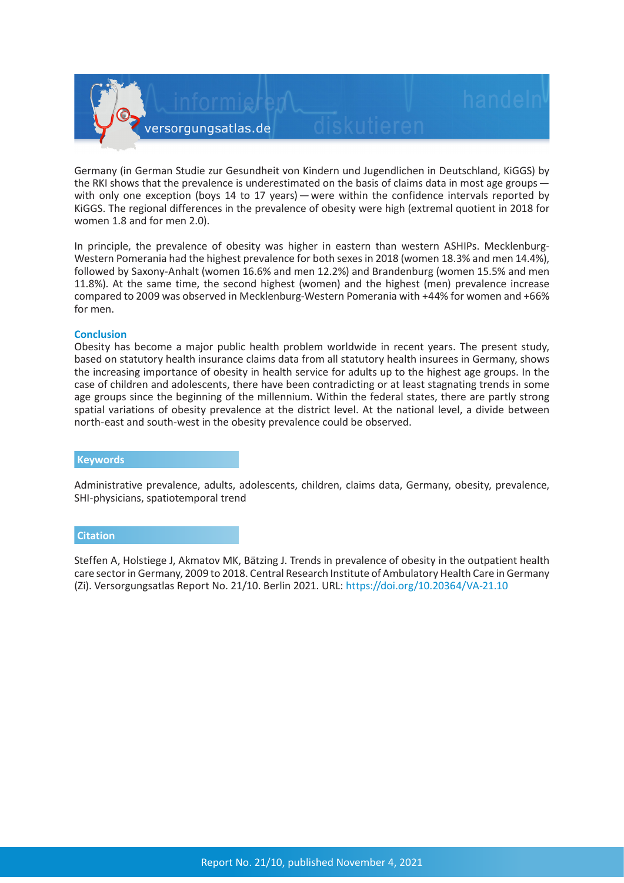Germany (in German Studie zur Gesundheit von Kindern und Jugendlichen in Deutschland, KiGGS) by the RKI shows that the prevalence is underestimated on the basis of claims data in most age groups — with only one exception (boys 14 to 17 years) — were within the confidence intervals reported by KiGGS. The regional differences in the prevalence of obesity were high (extremal quotient in 2018 for women 1.8 and for men 2.0).

In principle, the prevalence of obesity was higher in eastern than western ASHIPs. Mecklenburg-Western Pomerania had the highest prevalence for both sexes in 2018 (women 18.3% and men 14.4%), followed by Saxony-Anhalt (women 16.6% and men 12.2%) and Brandenburg (women 15.5% and men 11.8%). At the same time, the second highest (women) and the highest (men) prevalence increase compared to 2009 was observed in Mecklenburg-Western Pomerania with +44% for women and +66% for men.

### Conclusion

Obesity has become a major public health problem worldwide in recent years. The present study, based on statutory health insurance claims data from all statutory health insurees in Germany, shows the increasing importance of obesity in health service for adults up to the highest age groups. In the case of children and adolescents, there have been contradicting or at least stagnating trends in some age groups since the beginning of the millennium. Within the federal states, there are partly strong spatial variations of obesity prevalence at the district level. At the national level, a divide between north-east and south-west in the obesity prevalence could be observed.

## Keywords

Administrative prevalence, adults, adolescents, children, claims data, Germany, obesity, prevalence, SHI-physicians, spatiotemporal trend

## Citation

Steffen A, Holstiege J, Akmatov MK, Bätzing J. Trends in prevalence of obesity in the outpatient health care sector in Germany, 2009 to 2018. Central Research Institute of Ambulatory Health Care in Germany (Zi). Versorgungsatlas Report No. 21/10. Berlin 2021. URL: https://doi.org/10.20364/VA-21.10